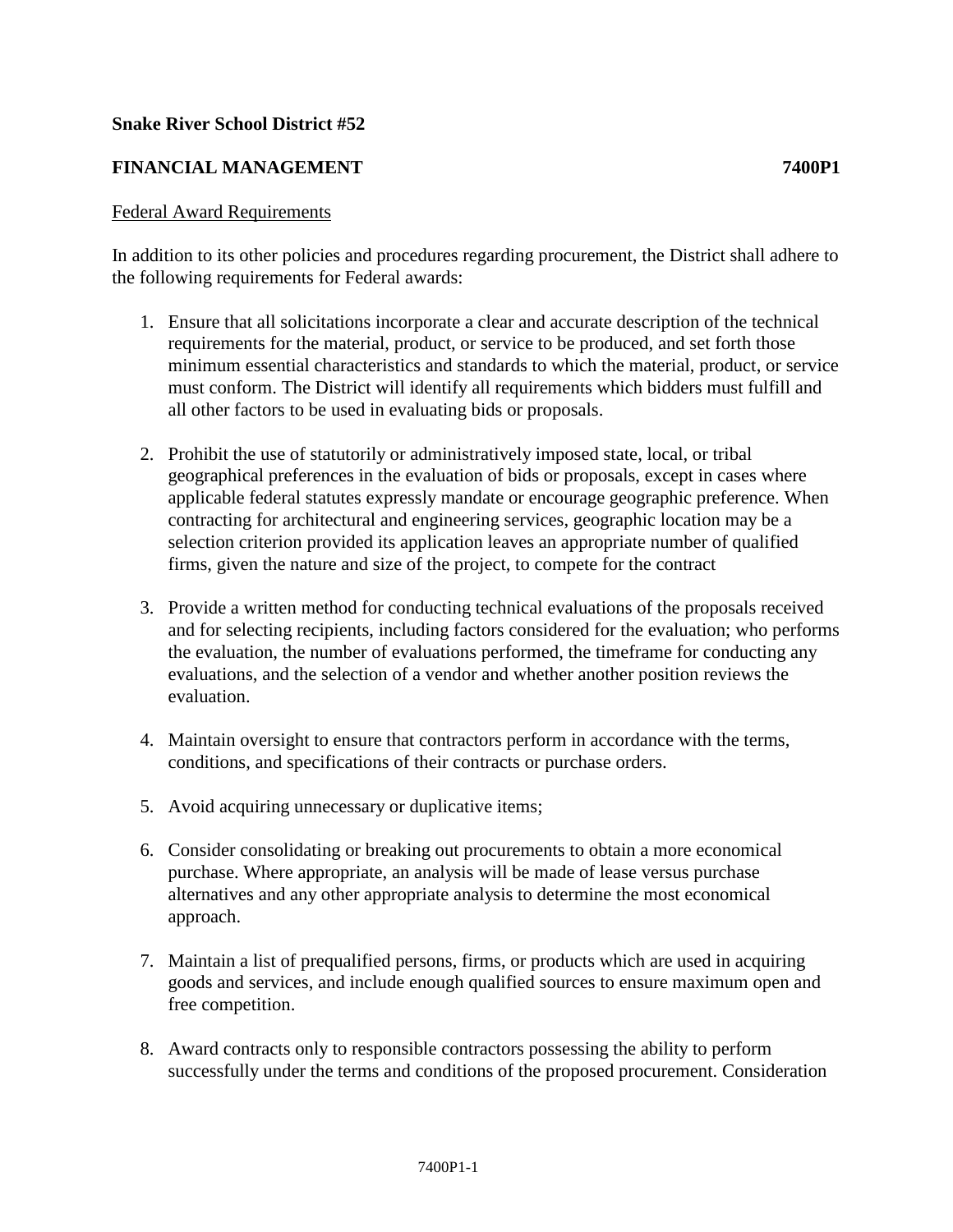**Snake River School District #52**

**FINANCIAL MANAGEMENT** **7400P1**

Federal Award Requirements

In addition to its other policies and procedures regarding procurement, the District shall adhere to the following requirements for Federal awards:

1. Ensure that all solicitations incorporate a clear and accurate description of the technical requirements for the material, product, or service to be produced, and set forth those minimum essential characteristics and standards to which the material, product, or service must conform. The District will identify all requirements which bidders must fulfill and all other factors to be used in evaluating bids or proposals.

2. Prohibit the use of statutorily or administratively imposed state, local, or tribal geographical preferences in the evaluation of bids or proposals, except in cases where applicable federal statutes expressly mandate or encourage geographic preference. When contracting for architectural and engineering services, geographic location may be a selection criterion provided its application leaves an appropriate number of qualified firms, given the nature and size of the project, to compete for the contract

3. Provide a written method for conducting technical evaluations of the proposals received and for selecting recipients, including factors considered for the evaluation; who performs the evaluation, the number of evaluations performed, the timeframe for conducting any evaluations, and the selection of a vendor and whether another position reviews the evaluation.

4. Maintain oversight to ensure that contractors perform in accordance with the terms, conditions, and specifications of their contracts or purchase orders.

5. Avoid acquiring unnecessary or duplicative items;

6. Consider consolidating or breaking out procurements to obtain a more economical purchase. Where appropriate, an analysis will be made of lease versus purchase alternatives and any other appropriate analysis to determine the most economical approach.

7. Maintain a list of prequalified persons, firms, or products which are used in acquiring goods and services, and include enough qualified sources to ensure maximum open and free competition.

8. Award contracts only to responsible contractors possessing the ability to perform successfully under the terms and conditions of the proposed procurement. Consideration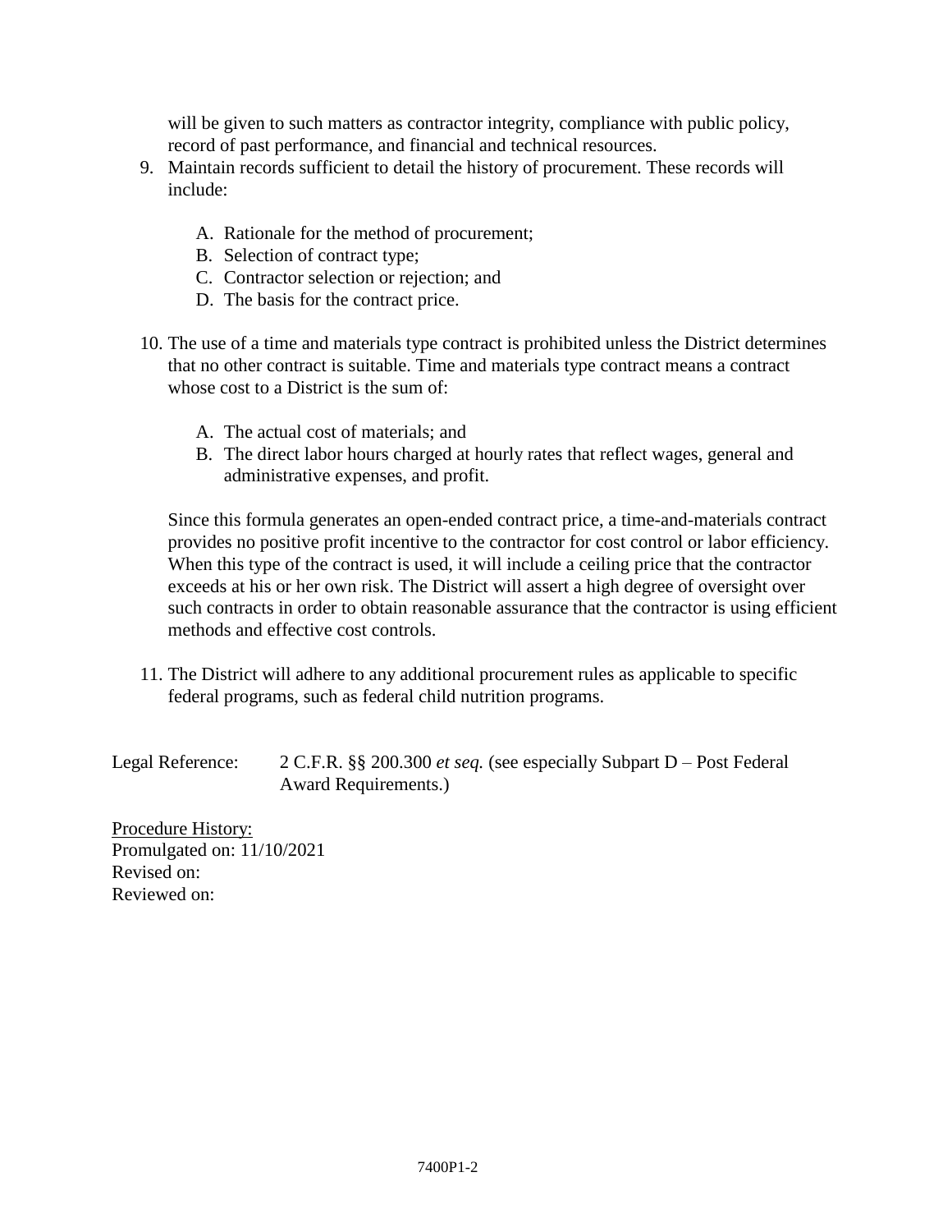will be given to such matters as contractor integrity, compliance with public policy, record of past performance, and financial and technical resources.

9. Maintain records sufficient to detail the history of procurement. These records will include:

   A. Rationale for the method of procurement;
   B. Selection of contract type;
   C. Contractor selection or rejection; and
   D. The basis for the contract price.

10. The use of a time and materials type contract is prohibited unless the District determines that no other contract is suitable. Time and materials type contract means a contract whose cost to a District is the sum of:

    A. The actual cost of materials; and
    B. The direct labor hours charged at hourly rates that reflect wages, general and administrative expenses, and profit.

    Since this formula generates an open-ended contract price, a time-and-materials contract provides no positive profit incentive to the contractor for cost control or labor efficiency. When this type of the contract is used, it will include a ceiling price that the contractor exceeds at his or her own risk. The District will assert a high degree of oversight over such contracts in order to obtain reasonable assurance that the contractor is using efficient methods and effective cost controls.

11. The District will adhere to any additional procurement rules as applicable to specific federal programs, such as federal child nutrition programs.

Legal Reference: 2 C.F.R. §§ 200.300 *et seq.* (see especially Subpart D – Post Federal Award Requirements.)

<u>Procedure History:</u>
Promulgated on: 11/10/2021
Revised on:
Reviewed on:

7400P1-2